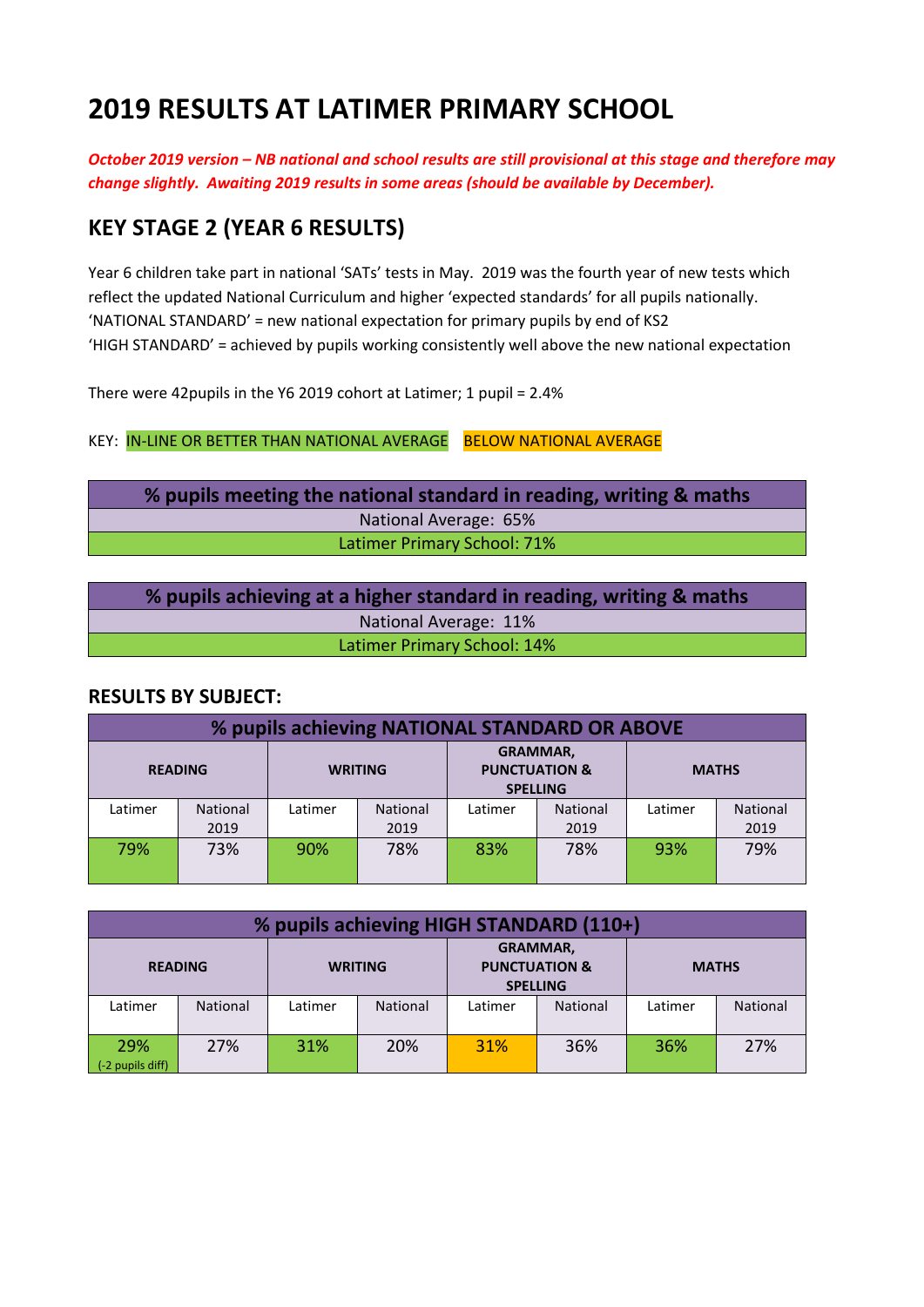# 2019 RESULTS AT LATIMER PRIMARY SCHOOL

***October 2019 version – NB national and school results are still provisional at this stage and therefore may change slightly. Awaiting 2019 results in some areas (should be available by December).***

## KEY STAGE 2 (YEAR 6 RESULTS)

Year 6 children take part in national 'SATs' tests in May. 2019 was the fourth year of new tests which reflect the updated National Curriculum and higher 'expected standards' for all pupils nationally.
'NATIONAL STANDARD' = new national expectation for primary pupils by end of KS2
'HIGH STANDARD' = achieved by pupils working consistently well above the new national expectation

There were 42pupils in the Y6 2019 cohort at Latimer; 1 pupil = 2.4%

KEY: IN-LINE OR BETTER THAN NATIONAL AVERAGE BELOW NATIONAL AVERAGE

| % pupils meeting the national standard in reading, writing & maths |
|---|
| National Average: 65% |
| Latimer Primary School: 71% |

| % pupils achieving at a higher standard in reading, writing & maths |
|---|
| National Average: 11% |
| Latimer Primary School: 14% |

### RESULTS BY SUBJECT:

| % pupils achieving NATIONAL STANDARD OR ABOVE | | | | | | | |
|---|---|---|---|---|---|---|---|
| **READING** | | **WRITING** | | **GRAMMAR, PUNCTUATION & SPELLING** | | **MATHS** | |
| Latimer | National 2019 | Latimer | National 2019 | Latimer | National 2019 | Latimer | National 2019 |
| 79% | 73% | 90% | 78% | 83% | 78% | 93% | 79% |

| % pupils achieving HIGH STANDARD (110+) | | | | | | | |
|---|---|---|---|---|---|---|---|
| **READING** | | **WRITING** | | **GRAMMAR, PUNCTUATION & SPELLING** | | **MATHS** | |
| Latimer | National | Latimer | National | Latimer | National | Latimer | National |
| 29% (-2 pupils diff) | 27% | 31% | 20% | 31% | 36% | 36% | 27% |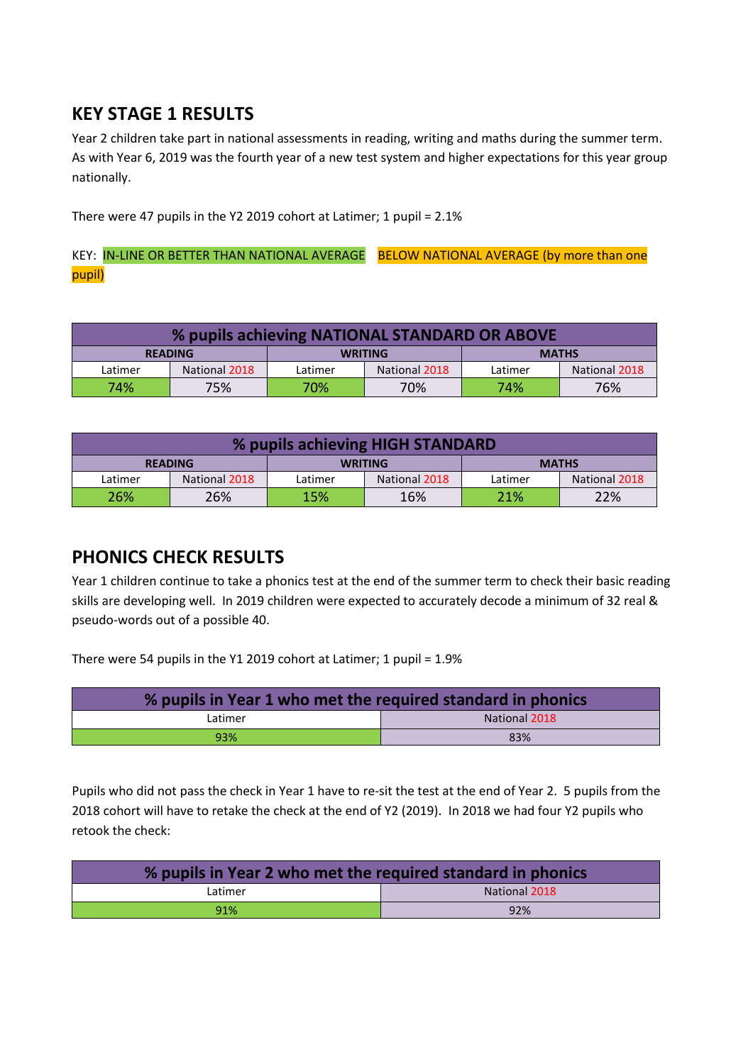## KEY STAGE 1 RESULTS

Year 2 children take part in national assessments in reading, writing and maths during the summer term. As with Year 6, 2019 was the fourth year of a new test system and higher expectations for this year group nationally.

There were 47 pupils in the Y2 2019 cohort at Latimer; 1 pupil = 2.1%

KEY: IN-LINE OR BETTER THAN NATIONAL AVERAGE    BELOW NATIONAL AVERAGE (by more than one pupil)

| % pupils achieving NATIONAL STANDARD OR ABOVE | | | | | |
|---|---|---|---|---|---|
| **READING** | | **WRITING** | | **MATHS** | |
| Latimer | National 2018 | Latimer | National 2018 | Latimer | National 2018 |
| 74% | 75% | 70% | 70% | 74% | 76% |

| % pupils achieving HIGH STANDARD | | | | | |
|---|---|---|---|---|---|
| **READING** | | **WRITING** | | **MATHS** | |
| Latimer | National 2018 | Latimer | National 2018 | Latimer | National 2018 |
| 26% | 26% | 15% | 16% | 21% | 22% |

## PHONICS CHECK RESULTS

Year 1 children continue to take a phonics test at the end of the summer term to check their basic reading skills are developing well. In 2019 children were expected to accurately decode a minimum of 32 real & pseudo-words out of a possible 40.

There were 54 pupils in the Y1 2019 cohort at Latimer; 1 pupil = 1.9%

| % pupils in Year 1 who met the required standard in phonics | |
|---|---|
| Latimer | National 2018 |
| 93% | 83% |

Pupils who did not pass the check in Year 1 have to re-sit the test at the end of Year 2. 5 pupils from the 2018 cohort will have to retake the check at the end of Y2 (2019). In 2018 we had four Y2 pupils who retook the check:

| % pupils in Year 2 who met the required standard in phonics | |
|---|---|
| Latimer | National 2018 |
| 91% | 92% |